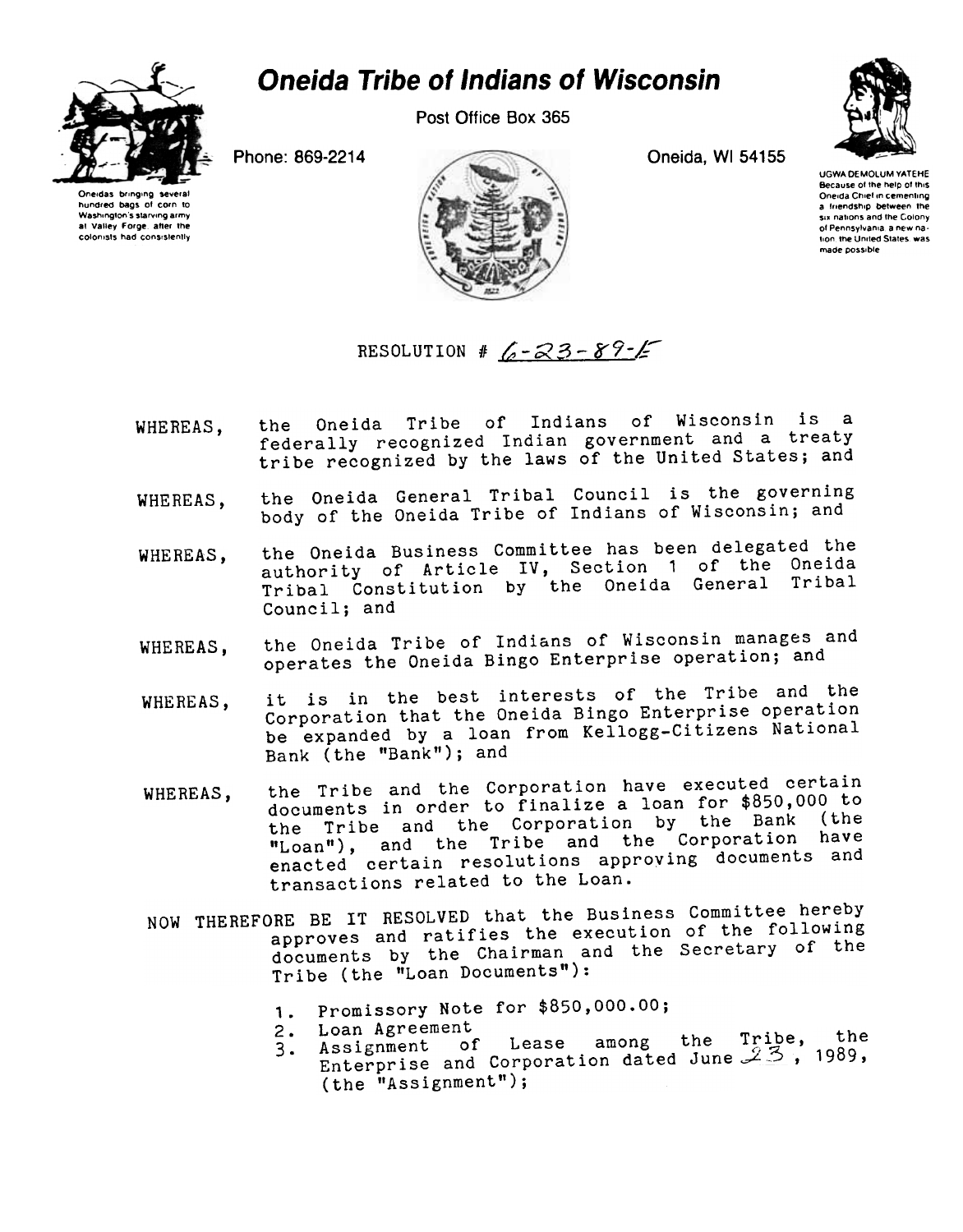# Oneida Tribe of Indians of Wisconsin

Post Office Box 365

Phone: 869-2214

Oneida, WI 54155

Oneidas bringing several hundred bags of corn to Washington's starving army at Valley Forge after the colonists had consistently

UGWA DEMOLUM YATEHE Because of the help of this Oneida Chief in cementing a friendship between the six nations and the Colony of Pennsylvania a new nation the United States was made possible

RESOLUTION # 6-23-89-E

WHEREAS, the Oneida Tribe of Indians of Wisconsin is a federally recognized Indian government and a treaty tribe recognized by the laws of the United States; and

WHEREAS, the Oneida General Tribal Council is the governing body of the Oneida Tribe of Indians of Wisconsin; and

WHEREAS, the Oneida Business Committee has been delegated the authority of Article IV, Section 1 of the Oneida Tribal Constitution by the Oneida General Tribal Council; and

WHEREAS, the Oneida Tribe of Indians of Wisconsin manages and operates the Oneida Bingo Enterprise operation; and

WHEREAS, it is in the best interests of the Tribe and the Corporation that the Oneida Bingo Enterprise operation be expanded by a loan from Kellogg-Citizens National Bank (the "Bank"); and

WHEREAS, the Tribe and the Corporation have executed certain documents in order to finalize a loan for $850,000 to the Tribe and the Corporation by the Bank (the "Loan"), and the Tribe and the Corporation have enacted certain resolutions approving documents and transactions related to the Loan.

NOW THEREFORE BE IT RESOLVED that the Business Committee hereby approves and ratifies the execution of the following documents by the Chairman and the Secretary of the Tribe (the "Loan Documents"):

1. Promissory Note for $850,000.00;
2. Loan Agreement
3. Assignment of Lease among the Tribe, the Enterprise and Corporation dated June 23, 1989, (the "Assignment");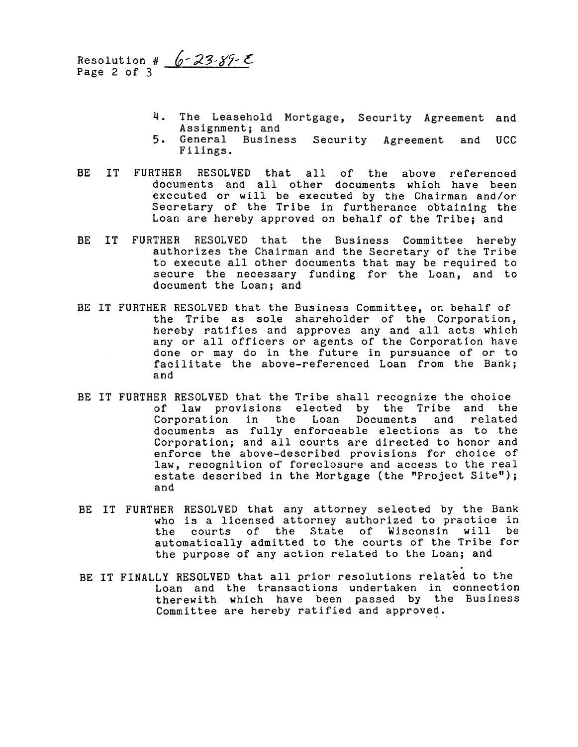Resolution # *6-23-89-E*

4. The Leasehold Mortgage, Security Agreement and Assignment; and
5. General Business Security Agreement and UCC Filings.

BE IT FURTHER RESOLVED that all of the above referenced documents and all other documents which have been executed or will be executed by the Chairman and/or Secretary of the Tribe in furtherance obtaining the Loan are hereby approved on behalf of the Tribe; and

BE IT FURTHER RESOLVED that the Business Committee hereby authorizes the Chairman and the Secretary of the Tribe to execute all other documents that may be required to secure the necessary funding for the Loan, and to document the Loan; and

BE IT FURTHER RESOLVED that the Business Committee, on behalf of the Tribe as sole shareholder of the Corporation, hereby ratifies and approves any and all acts which any or all officers or agents of the Corporation have done or may do in the future in pursuance of or to facilitate the above-referenced Loan from the Bank; and

BE IT FURTHER RESOLVED that the Tribe shall recognize the choice of law provisions elected by the Tribe and the Corporation in the Loan Documents and related documents as fully enforceable elections as to the Corporation; and all courts are directed to honor and enforce the above-described provisions for choice of law, recognition of foreclosure and access to the real estate described in the Mortgage (the "Project Site"); and

BE IT FURTHER RESOLVED that any attorney selected by the Bank who is a licensed attorney authorized to practice in the courts of the State of Wisconsin will be automatically admitted to the courts of the Tribe for the purpose of any action related to the Loan; and

BE IT FINALLY RESOLVED that all prior resolutions related to the Loan and the transactions undertaken in connection therewith which have been passed by the Business Committee are hereby ratified and approved.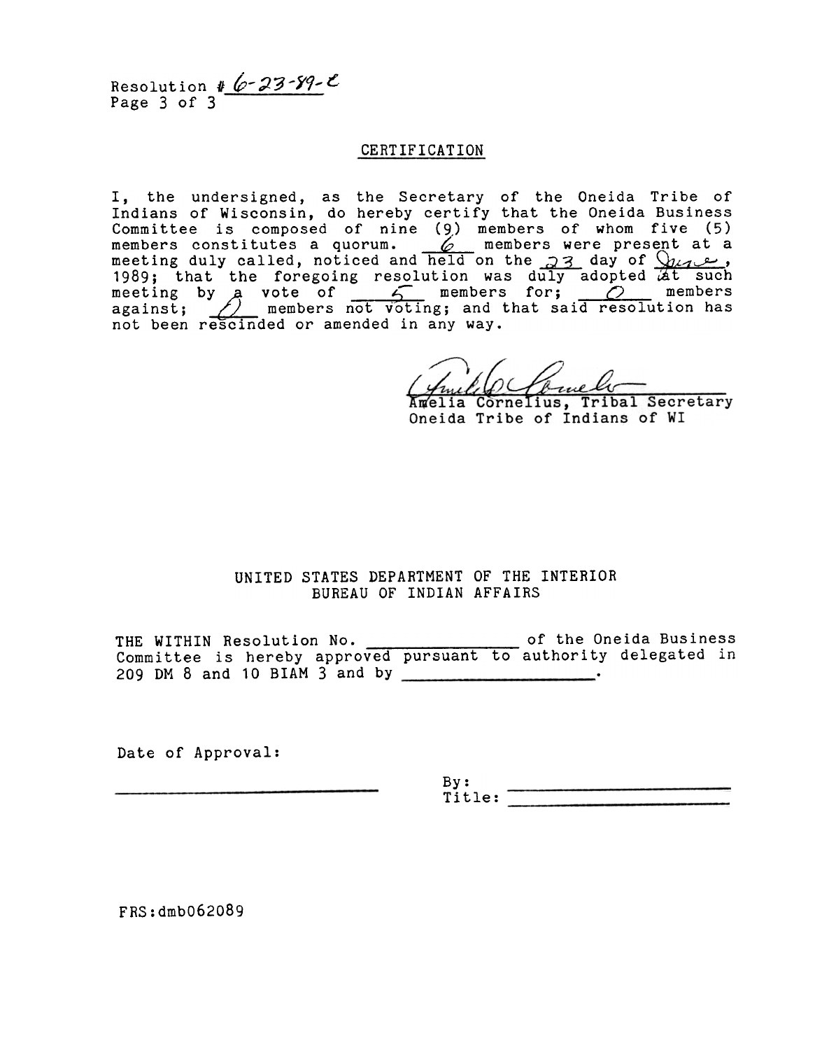Resolution # 6-23-89-E

## CERTIFICATION

I, the undersigned, as the Secretary of the Oneida Tribe of Indians of Wisconsin, do hereby certify that the Oneida Business Committee is composed of nine (9) members of whom five (5) members constitutes a quorum. 6 members were present at a meeting duly called, noticed and held on the 23 day of June, 1989; that the foregoing resolution was duly adopted at such meeting by a vote of 5 members for; 0 members against; 0 members not voting; and that said resolution has not been rescinded or amended in any way.

Amelia Cornelius, Tribal Secretary
Oneida Tribe of Indians of WI

UNITED STATES DEPARTMENT OF THE INTERIOR
BUREAU OF INDIAN AFFAIRS

THE WITHIN Resolution No. _______________ of the Oneida Business Committee is hereby approved pursuant to authority delegated in 209 DM 8 and 10 BIAM 3 and by _____________________.

Date of Approval:

_____________________________

By: _____________________
Title: _____________________

FRS:dmb062089